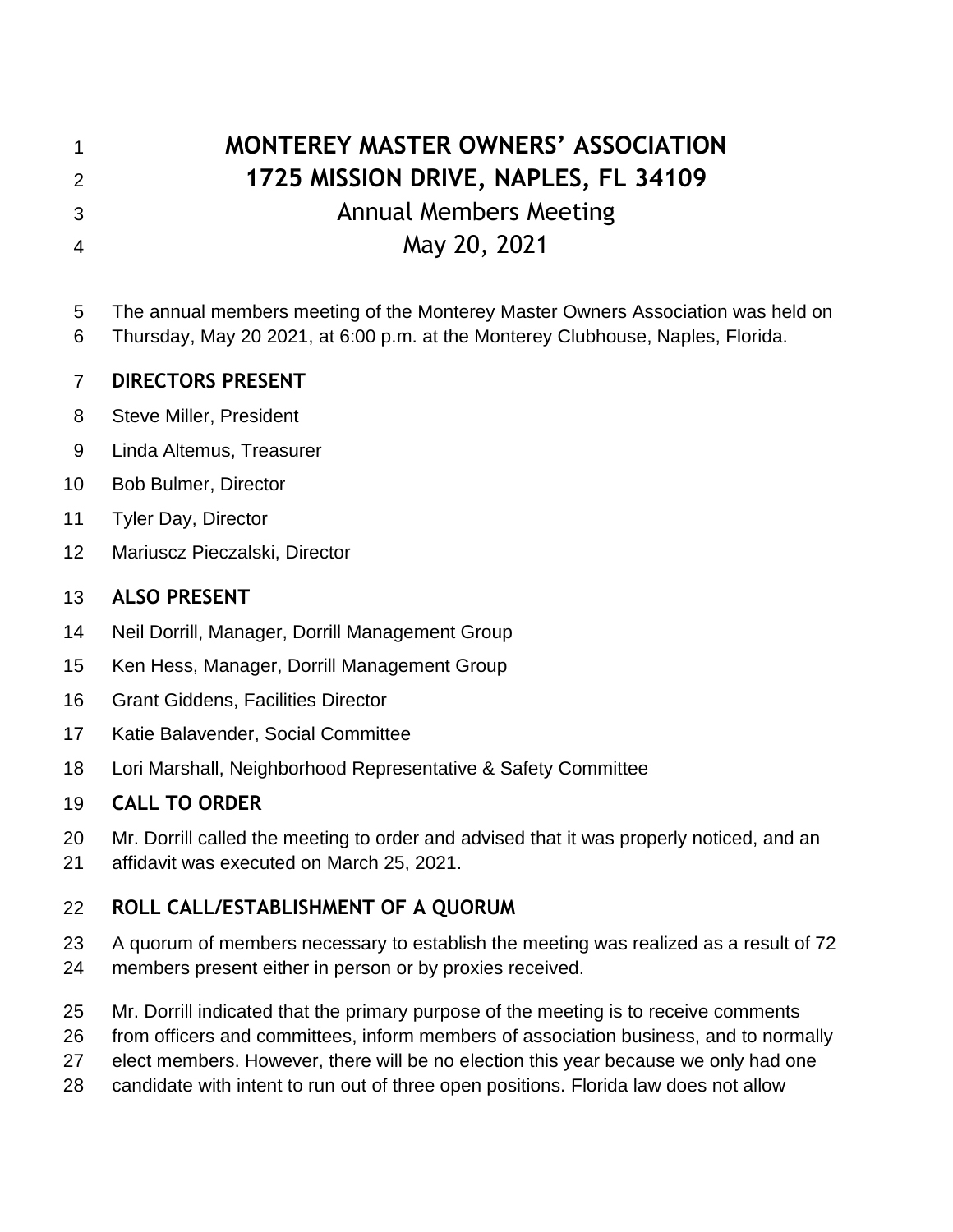# MONTEREY MASTER OWNERS' ASSOCIATION

# 1725 MISSION DRIVE, NAPLES, FL 34109

## Annual Members Meeting

## May 20, 2021

The annual members meeting of the Monterey Master Owners Association was held on Thursday, May 20 2021, at 6:00 p.m. at the Monterey Clubhouse, Naples, Florida.

### DIRECTORS PRESENT

Steve Miller, President

Linda Altemus, Treasurer

Bob Bulmer, Director

Tyler Day, Director

Mariuscz Pieczalski, Director

### ALSO PRESENT

Neil Dorrill, Manager, Dorrill Management Group

Ken Hess, Manager, Dorrill Management Group

Grant Giddens, Facilities Director

Katie Balavender, Social Committee

Lori Marshall, Neighborhood Representative & Safety Committee

### CALL TO ORDER

Mr. Dorrill called the meeting to order and advised that it was properly noticed, and an affidavit was executed on March 25, 2021.

### ROLL CALL/ESTABLISHMENT OF A QUORUM

A quorum of members necessary to establish the meeting was realized as a result of 72 members present either in person or by proxies received.

Mr. Dorrill indicated that the primary purpose of the meeting is to receive comments from officers and committees, inform members of association business, and to normally elect members. However, there will be no election this year because we only had one candidate with intent to run out of three open positions. Florida law does not allow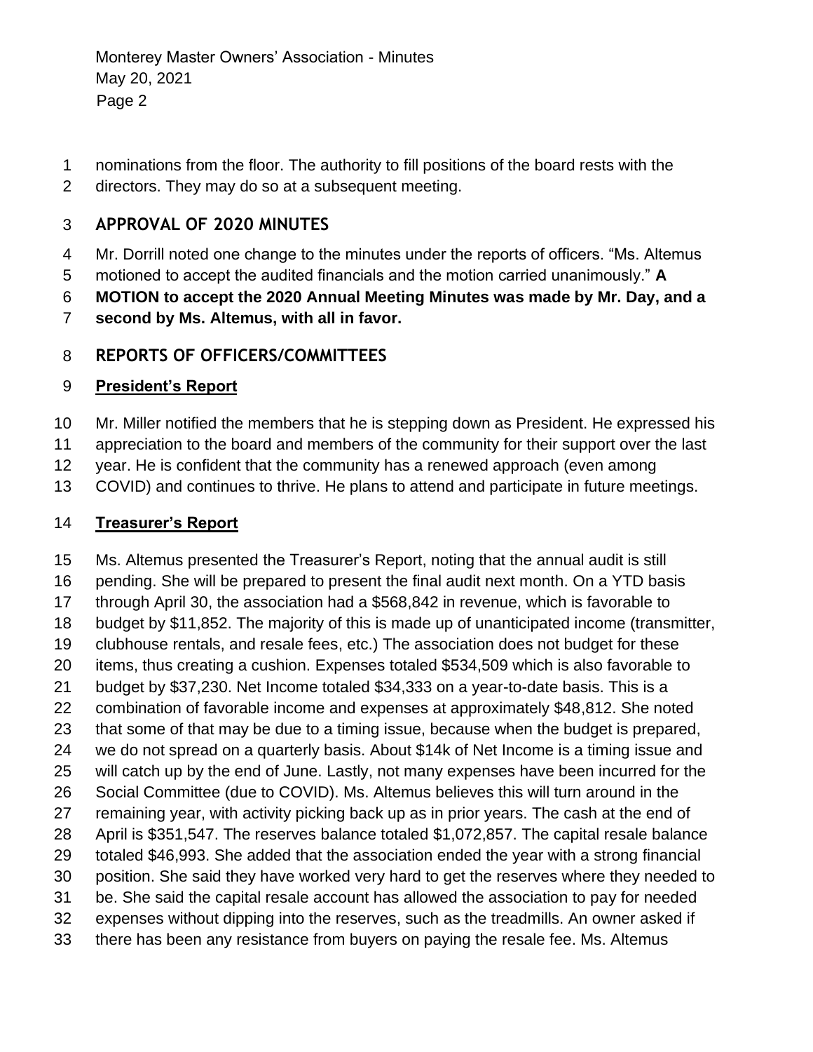nominations from the floor. The authority to fill positions of the board rests with the directors. They may do so at a subsequent meeting.

## APPROVAL OF 2020 MINUTES

Mr. Dorrill noted one change to the minutes under the reports of officers. "Ms. Altemus motioned to accept the audited financials and the motion carried unanimously." **A MOTION to accept the 2020 Annual Meeting Minutes was made by Mr. Day, and a second by Ms. Altemus, with all in favor.**

## REPORTS OF OFFICERS/COMMITTEES

### President's Report

Mr. Miller notified the members that he is stepping down as President. He expressed his appreciation to the board and members of the community for their support over the last year. He is confident that the community has a renewed approach (even among COVID) and continues to thrive. He plans to attend and participate in future meetings.

### Treasurer's Report

Ms. Altemus presented the Treasurer's Report, noting that the annual audit is still pending. She will be prepared to present the final audit next month. On a YTD basis through April 30, the association had a $568,842 in revenue, which is favorable to budget by $11,852. The majority of this is made up of unanticipated income (transmitter, clubhouse rentals, and resale fees, etc.) The association does not budget for these items, thus creating a cushion. Expenses totaled $534,509 which is also favorable to budget by $37,230. Net Income totaled $34,333 on a year-to-date basis. This is a combination of favorable income and expenses at approximately $48,812. She noted that some of that may be due to a timing issue, because when the budget is prepared, we do not spread on a quarterly basis. About $14k of Net Income is a timing issue and will catch up by the end of June. Lastly, not many expenses have been incurred for the Social Committee (due to COVID). Ms. Altemus believes this will turn around in the remaining year, with activity picking back up as in prior years. The cash at the end of April is $351,547. The reserves balance totaled $1,072,857. The capital resale balance totaled $46,993. She added that the association ended the year with a strong financial position. She said they have worked very hard to get the reserves where they needed to be. She said the capital resale account has allowed the association to pay for needed expenses without dipping into the reserves, such as the treadmills. An owner asked if there has been any resistance from buyers on paying the resale fee. Ms. Altemus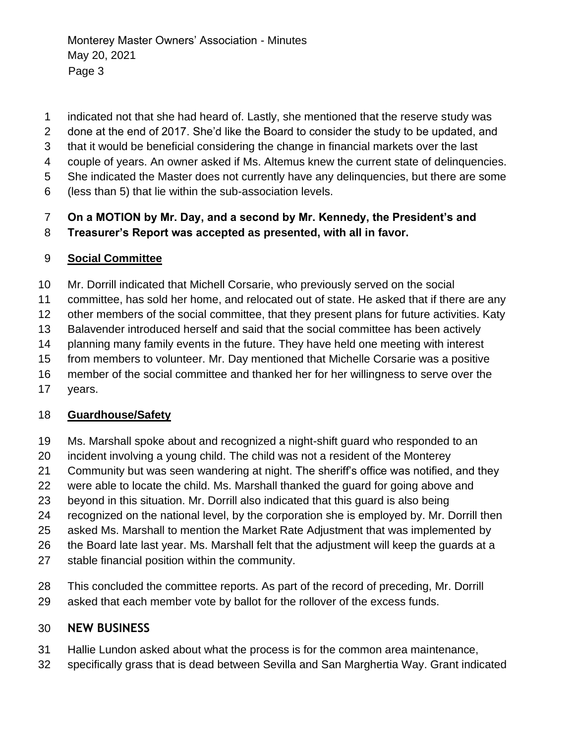indicated not that she had heard of. Lastly, she mentioned that the reserve study was done at the end of 2017. She'd like the Board to consider the study to be updated, and that it would be beneficial considering the change in financial markets over the last couple of years. An owner asked if Ms. Altemus knew the current state of delinquencies. She indicated the Master does not currently have any delinquencies, but there are some (less than 5) that lie within the sub-association levels.

**On a MOTION by Mr. Day, and a second by Mr. Kennedy, the President's and Treasurer's Report was accepted as presented, with all in favor.**

**Social Committee**

Mr. Dorrill indicated that Michell Corsarie, who previously served on the social committee, has sold her home, and relocated out of state. He asked that if there are any other members of the social committee, that they present plans for future activities. Katy Balavender introduced herself and said that the social committee has been actively planning many family events in the future. They have held one meeting with interest from members to volunteer. Mr. Day mentioned that Michelle Corsarie was a positive member of the social committee and thanked her for her willingness to serve over the years.

**Guardhouse/Safety**

Ms. Marshall spoke about and recognized a night-shift guard who responded to an incident involving a young child. The child was not a resident of the Monterey Community but was seen wandering at night. The sheriff's office was notified, and they were able to locate the child. Ms. Marshall thanked the guard for going above and beyond in this situation. Mr. Dorrill also indicated that this guard is also being recognized on the national level, by the corporation she is employed by. Mr. Dorrill then asked Ms. Marshall to mention the Market Rate Adjustment that was implemented by the Board late last year. Ms. Marshall felt that the adjustment will keep the guards at a stable financial position within the community.

This concluded the committee reports. As part of the record of preceding, Mr. Dorrill asked that each member vote by ballot for the rollover of the excess funds.

## NEW BUSINESS

Hallie Lundon asked about what the process is for the common area maintenance, specifically grass that is dead between Sevilla and San Marghertia Way. Grant indicated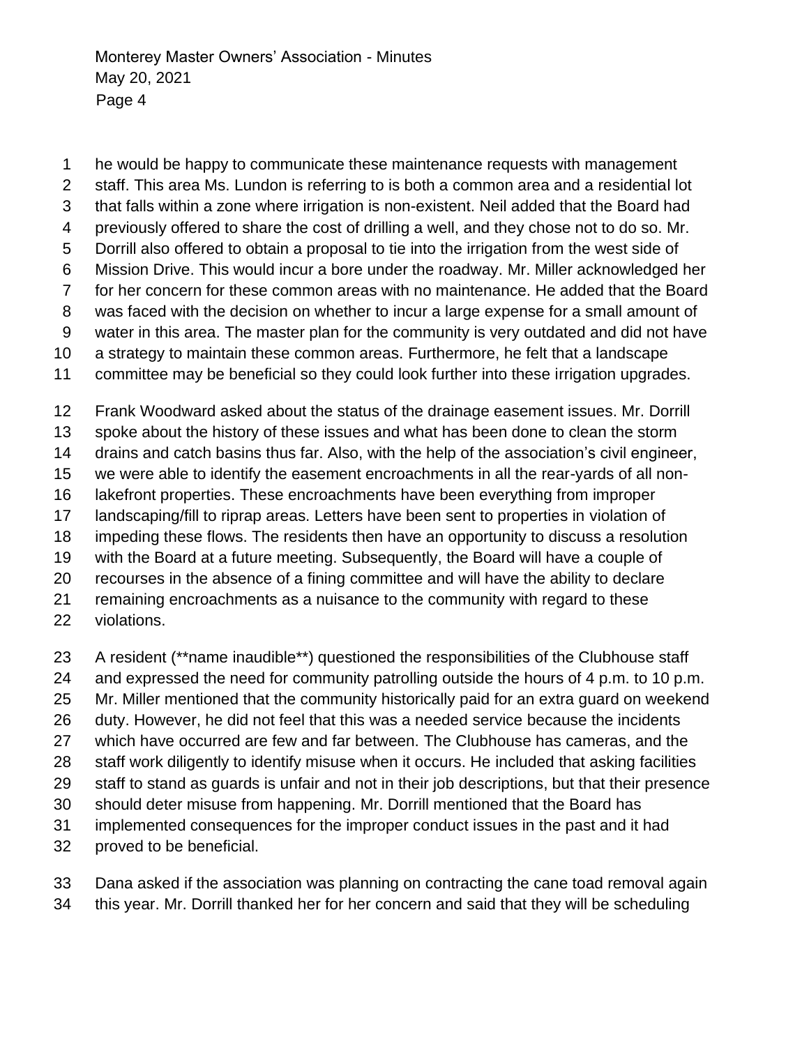he would be happy to communicate these maintenance requests with management staff. This area Ms. Lundon is referring to is both a common area and a residential lot that falls within a zone where irrigation is non-existent. Neil added that the Board had previously offered to share the cost of drilling a well, and they chose not to do so. Mr. Dorrill also offered to obtain a proposal to tie into the irrigation from the west side of Mission Drive. This would incur a bore under the roadway. Mr. Miller acknowledged her for her concern for these common areas with no maintenance. He added that the Board was faced with the decision on whether to incur a large expense for a small amount of water in this area. The master plan for the community is very outdated and did not have a strategy to maintain these common areas. Furthermore, he felt that a landscape committee may be beneficial so they could look further into these irrigation upgrades.

Frank Woodward asked about the status of the drainage easement issues. Mr. Dorrill spoke about the history of these issues and what has been done to clean the storm drains and catch basins thus far. Also, with the help of the association's civil engineer, we were able to identify the easement encroachments in all the rear-yards of all non-lakefront properties. These encroachments have been everything from improper landscaping/fill to riprap areas. Letters have been sent to properties in violation of impeding these flows. The residents then have an opportunity to discuss a resolution with the Board at a future meeting. Subsequently, the Board will have a couple of recourses in the absence of a fining committee and will have the ability to declare remaining encroachments as a nuisance to the community with regard to these violations.

A resident (**name inaudible**) questioned the responsibilities of the Clubhouse staff and expressed the need for community patrolling outside the hours of 4 p.m. to 10 p.m. Mr. Miller mentioned that the community historically paid for an extra guard on weekend duty. However, he did not feel that this was a needed service because the incidents which have occurred are few and far between. The Clubhouse has cameras, and the staff work diligently to identify misuse when it occurs. He included that asking facilities staff to stand as guards is unfair and not in their job descriptions, but that their presence should deter misuse from happening. Mr. Dorrill mentioned that the Board has implemented consequences for the improper conduct issues in the past and it had proved to be beneficial.

Dana asked if the association was planning on contracting the cane toad removal again this year. Mr. Dorrill thanked her for her concern and said that they will be scheduling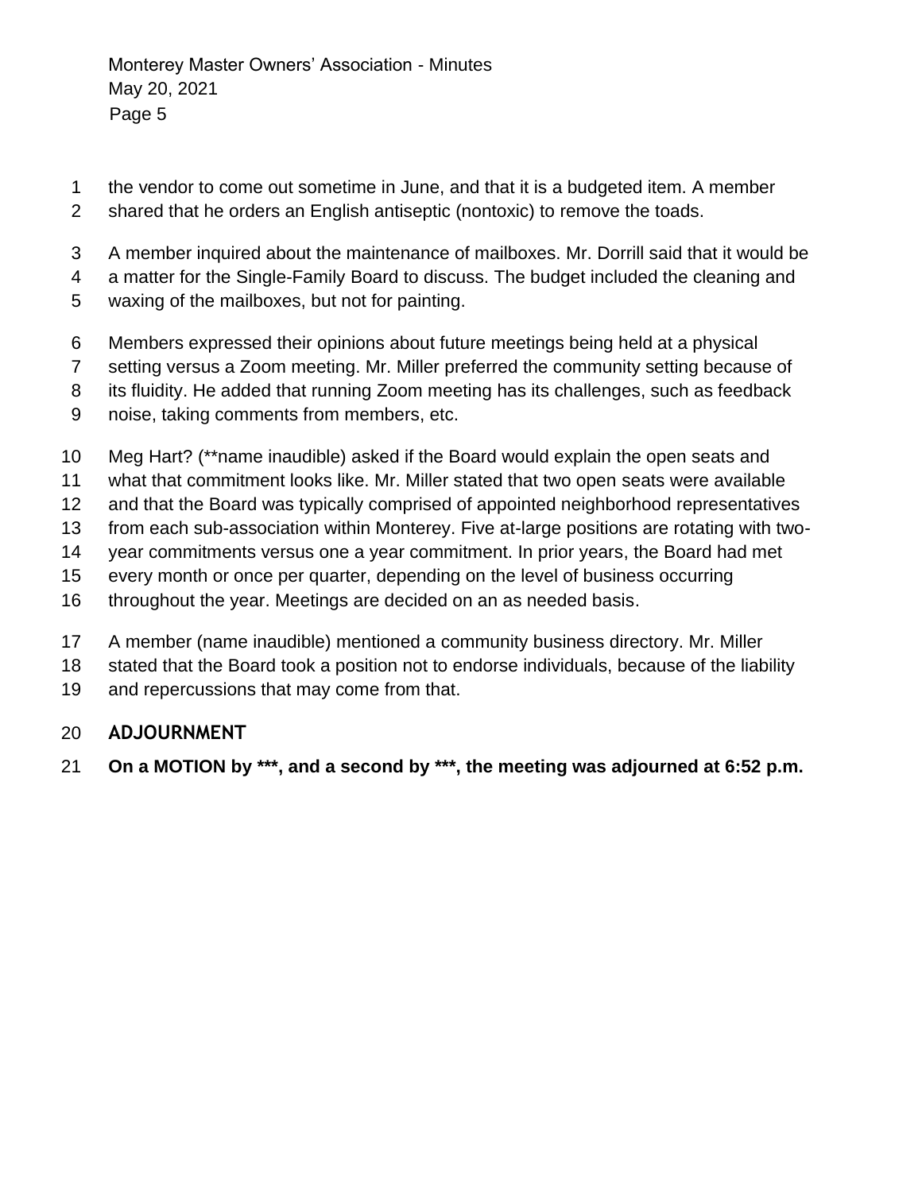the vendor to come out sometime in June, and that it is a budgeted item. A member shared that he orders an English antiseptic (nontoxic) to remove the toads.

A member inquired about the maintenance of mailboxes. Mr. Dorrill said that it would be a matter for the Single-Family Board to discuss. The budget included the cleaning and waxing of the mailboxes, but not for painting.

Members expressed their opinions about future meetings being held at a physical setting versus a Zoom meeting. Mr. Miller preferred the community setting because of its fluidity. He added that running Zoom meeting has its challenges, such as feedback noise, taking comments from members, etc.

Meg Hart? (**name inaudible) asked if the Board would explain the open seats and what that commitment looks like. Mr. Miller stated that two open seats were available and that the Board was typically comprised of appointed neighborhood representatives from each sub-association within Monterey. Five at-large positions are rotating with two-year commitments versus one a year commitment. In prior years, the Board had met every month or once per quarter, depending on the level of business occurring throughout the year. Meetings are decided on an as needed basis.

A member (name inaudible) mentioned a community business directory. Mr. Miller stated that the Board took a position not to endorse individuals, because of the liability and repercussions that may come from that.

## ADJOURNMENT

**On a MOTION by ***, and a second by ***, the meeting was adjourned at 6:52 p.m.**